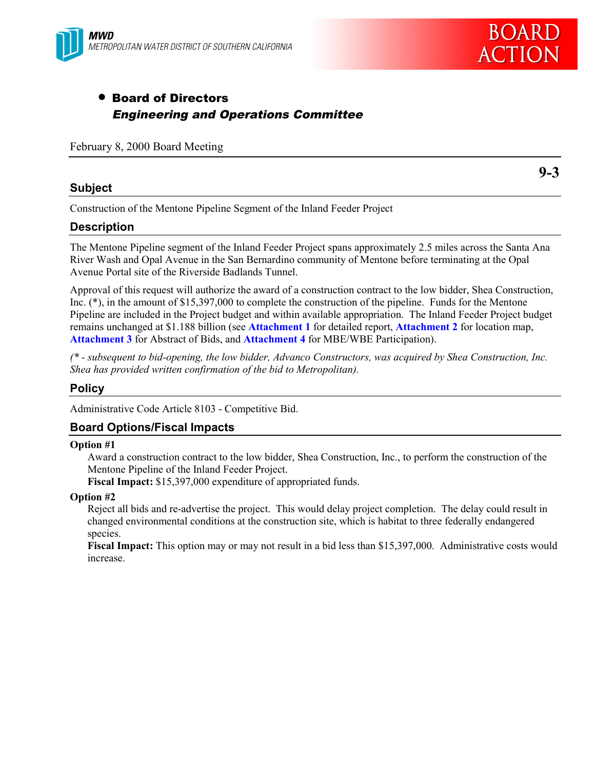**MWD**
*METROPOLITAN WATER DISTRICT OF SOUTHERN CALIFORNIA*

# BOARD ACTION

- **Board of Directors**
  ***Engineering and Operations Committee***

February 8, 2000 Board Meeting

**9-3**

## Subject

Construction of the Mentone Pipeline Segment of the Inland Feeder Project

## Description

The Mentone Pipeline segment of the Inland Feeder Project spans approximately 2.5 miles across the Santa Ana River Wash and Opal Avenue in the San Bernardino community of Mentone before terminating at the Opal Avenue Portal site of the Riverside Badlands Tunnel.

Approval of this request will authorize the award of a construction contract to the low bidder, Shea Construction, Inc. (*), in the amount of $15,397,000 to complete the construction of the pipeline. Funds for the Mentone Pipeline are included in the Project budget and within available appropriation. The Inland Feeder Project budget remains unchanged at $1.188 billion (see **Attachment 1** for detailed report, **Attachment 2** for location map, **Attachment 3** for Abstract of Bids, and **Attachment 4** for MBE/WBE Participation).

*(* - subsequent to bid-opening, the low bidder, Advanco Constructors, was acquired by Shea Construction, Inc. Shea has provided written confirmation of the bid to Metropolitan).*

## Policy

Administrative Code Article 8103 - Competitive Bid.

## Board Options/Fiscal Impacts

**Option #1**

Award a construction contract to the low bidder, Shea Construction, Inc., to perform the construction of the Mentone Pipeline of the Inland Feeder Project.
**Fiscal Impact:** $15,397,000 expenditure of appropriated funds.

**Option #2**

Reject all bids and re-advertise the project. This would delay project completion. The delay could result in changed environmental conditions at the construction site, which is habitat to three federally endangered species.
**Fiscal Impact:** This option may or may not result in a bid less than $15,397,000. Administrative costs would increase.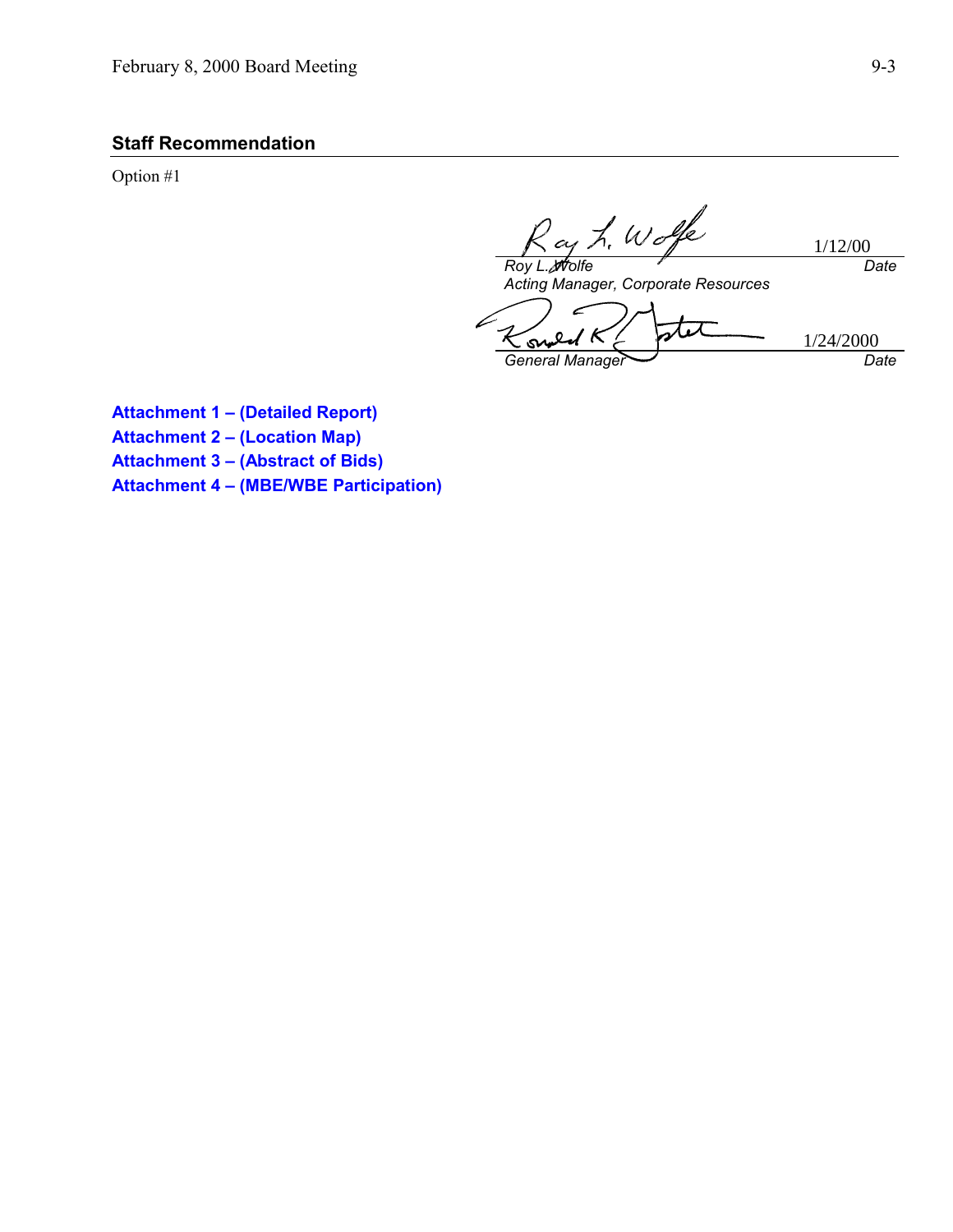## Staff Recommendation

Option #1

Roy L. Wolfe — 1/12/00
*Roy L. Wolfe* — *Date*
*Acting Manager, Corporate Resources*

1/24/2000
*General Manager* — *Date*

**Attachment 1 – (Detailed Report)**
**Attachment 2 – (Location Map)**
**Attachment 3 – (Abstract of Bids)**
**Attachment 4 – (MBE/WBE Participation)**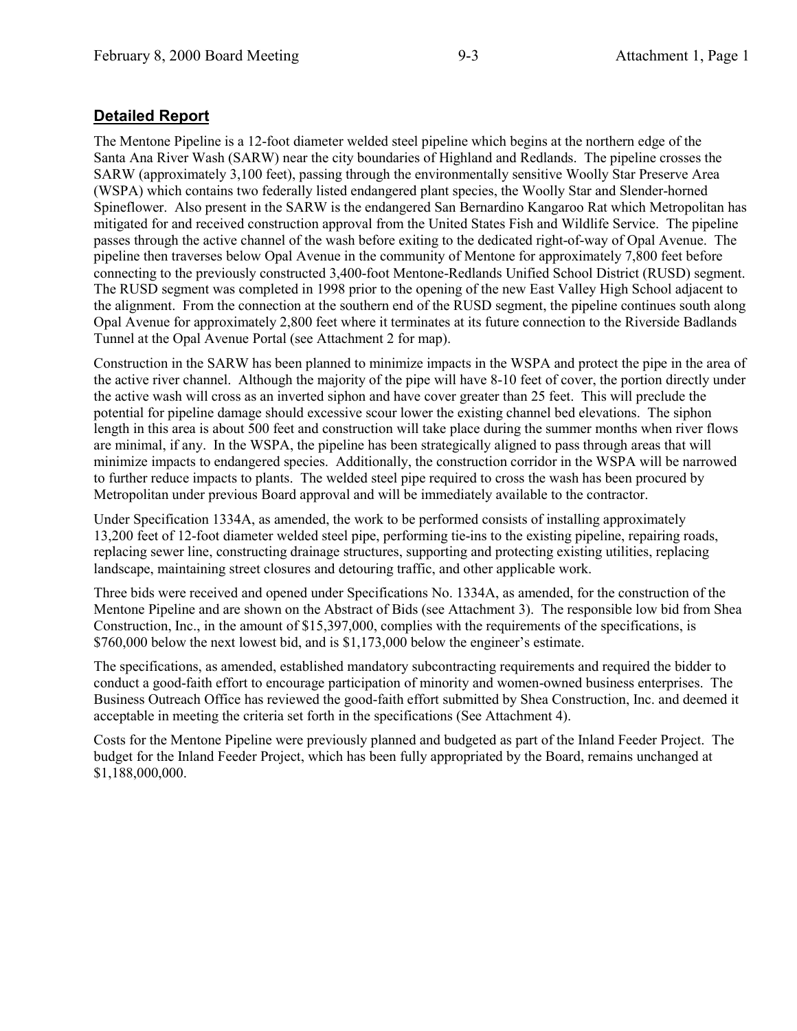## **Detailed Report**

The Mentone Pipeline is a 12-foot diameter welded steel pipeline which begins at the northern edge of the Santa Ana River Wash (SARW) near the city boundaries of Highland and Redlands. The pipeline crosses the SARW (approximately 3,100 feet), passing through the environmentally sensitive Woolly Star Preserve Area (WSPA) which contains two federally listed endangered plant species, the Woolly Star and Slender-horned Spineflower. Also present in the SARW is the endangered San Bernardino Kangaroo Rat which Metropolitan has mitigated for and received construction approval from the United States Fish and Wildlife Service. The pipeline passes through the active channel of the wash before exiting to the dedicated right-of-way of Opal Avenue. The pipeline then traverses below Opal Avenue in the community of Mentone for approximately 7,800 feet before connecting to the previously constructed 3,400-foot Mentone-Redlands Unified School District (RUSD) segment. The RUSD segment was completed in 1998 prior to the opening of the new East Valley High School adjacent to the alignment. From the connection at the southern end of the RUSD segment, the pipeline continues south along Opal Avenue for approximately 2,800 feet where it terminates at its future connection to the Riverside Badlands Tunnel at the Opal Avenue Portal (see Attachment 2 for map).

Construction in the SARW has been planned to minimize impacts in the WSPA and protect the pipe in the area of the active river channel. Although the majority of the pipe will have 8-10 feet of cover, the portion directly under the active wash will cross as an inverted siphon and have cover greater than 25 feet. This will preclude the potential for pipeline damage should excessive scour lower the existing channel bed elevations. The siphon length in this area is about 500 feet and construction will take place during the summer months when river flows are minimal, if any. In the WSPA, the pipeline has been strategically aligned to pass through areas that will minimize impacts to endangered species. Additionally, the construction corridor in the WSPA will be narrowed to further reduce impacts to plants. The welded steel pipe required to cross the wash has been procured by Metropolitan under previous Board approval and will be immediately available to the contractor.

Under Specification 1334A, as amended, the work to be performed consists of installing approximately 13,200 feet of 12-foot diameter welded steel pipe, performing tie-ins to the existing pipeline, repairing roads, replacing sewer line, constructing drainage structures, supporting and protecting existing utilities, replacing landscape, maintaining street closures and detouring traffic, and other applicable work.

Three bids were received and opened under Specifications No. 1334A, as amended, for the construction of the Mentone Pipeline and are shown on the Abstract of Bids (see Attachment 3). The responsible low bid from Shea Construction, Inc., in the amount of $15,397,000, complies with the requirements of the specifications, is $760,000 below the next lowest bid, and is $1,173,000 below the engineer's estimate.

The specifications, as amended, established mandatory subcontracting requirements and required the bidder to conduct a good-faith effort to encourage participation of minority and women-owned business enterprises. The Business Outreach Office has reviewed the good-faith effort submitted by Shea Construction, Inc. and deemed it acceptable in meeting the criteria set forth in the specifications (See Attachment 4).

Costs for the Mentone Pipeline were previously planned and budgeted as part of the Inland Feeder Project. The budget for the Inland Feeder Project, which has been fully appropriated by the Board, remains unchanged at $1,188,000,000.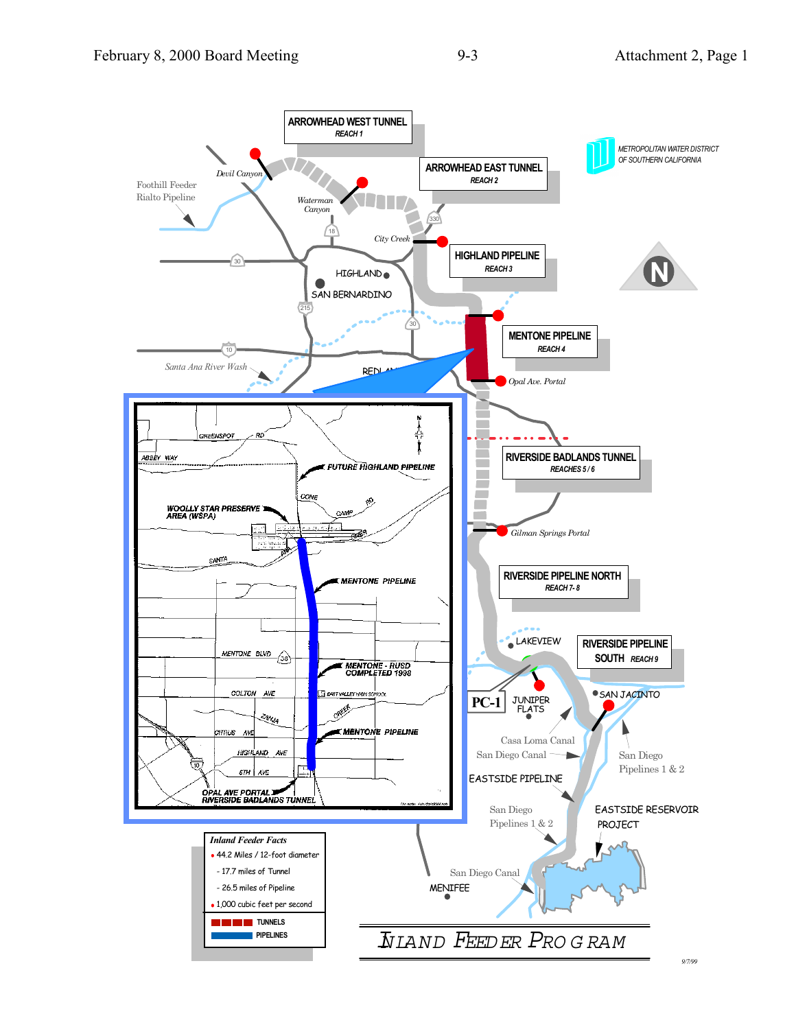# INLAND FEEDER PROGRAM

METROPOLITAN WATER DISTRICT OF SOUTHERN CALIFORNIA

**ARROWHEAD WEST TUNNEL**
*REACH 1*

**ARROWHEAD EAST TUNNEL**
*REACH 2*

**HIGHLAND PIPELINE**
*REACH 3*

**MENTONE PIPELINE**
*REACH 4*

**RIVERSIDE BADLANDS TUNNEL**
*REACHES 5 / 6*

**RIVERSIDE PIPELINE NORTH**
*REACH 7- 8*

**RIVERSIDE PIPELINE SOUTH** *REACH 9*

PC-1

Foothill Feeder
Rialto Pipeline

Devil Canyon

Waterman Canyon

City Creek

HIGHLAND

SAN BERNARDINO

Santa Ana River Wash

REDLANDS

Opal Ave. Portal

Gilman Springs Portal

LAKEVIEW

JUNIPER FLATS

SAN JACINTO

Casa Loma Canal

San Diego Canal

San Diego Pipelines 1 & 2

EASTSIDE PIPELINE

San Diego Pipelines 1 & 2

EASTSIDE RESERVOIR PROJECT

San Diego Canal

MENIFEE

GREENSPOT RD

ABBEY WAY

FUTURE HIGHLAND PIPELINE

CONE CAMP RD

WOOLLY STAR PRESERVE AREA (WSPA)

SANTA ANA RIVER

MENTONE PIPELINE

MENTONE BLVD

MENTONE - RUSD COMPLETED 1998

COLTON AVE

EAST VALLEY HIGH SCHOOL

ZANJA CREEK

MENTONE PIPELINE

CITRUS AVE

HIGHLAND AVE

6TH AVE

OPAL AVE PORTAL
RIVERSIDE BADLANDS TUNNEL

*Inland Feeder Facts*

- 44.2 Miles / 12-foot diameter
  - 17.7 miles of Tunnel
  - 26.5 miles of Pipeline
- 1,000 cubic feet per second

TUNNELS

PIPELINES

9/7/99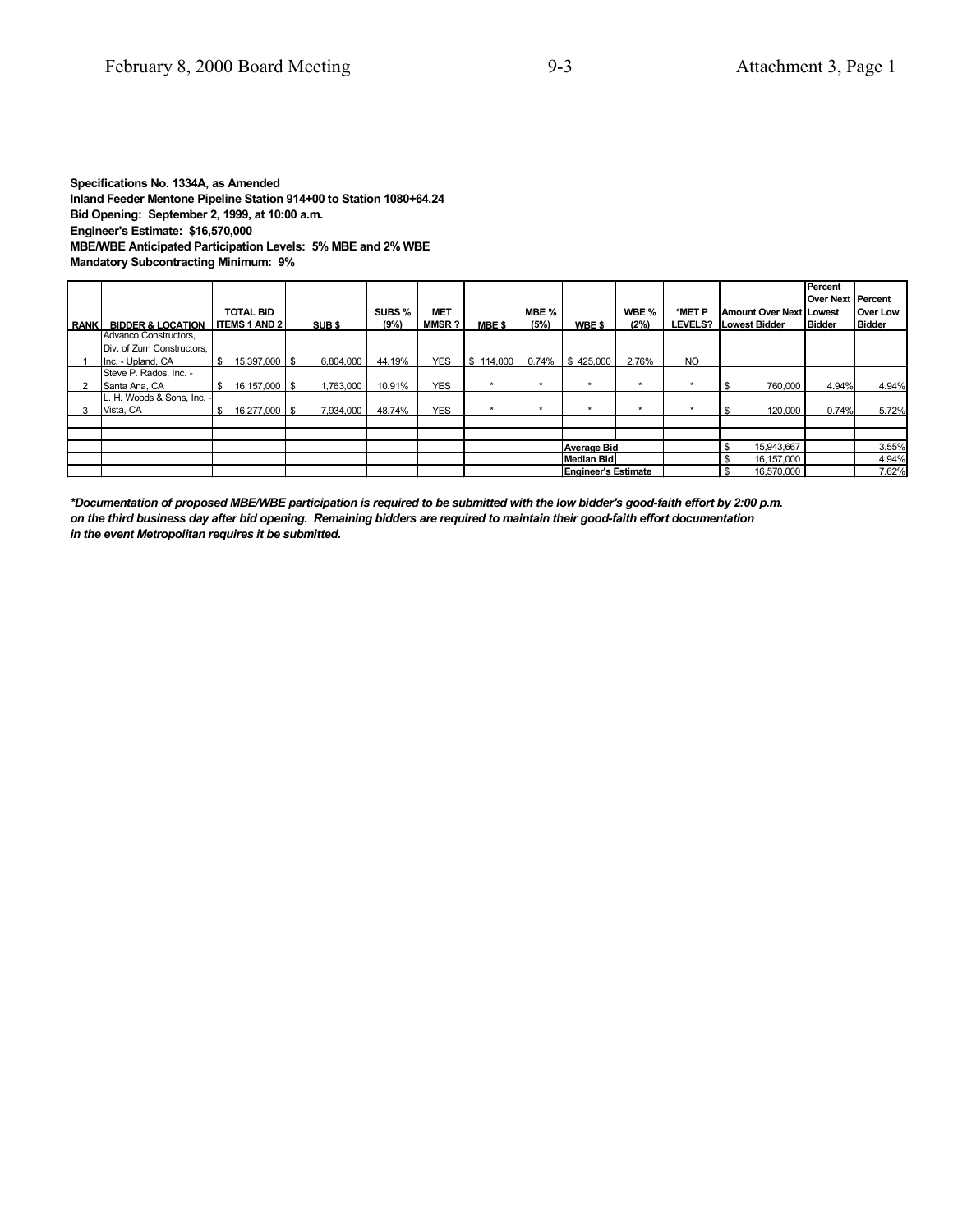**Specifications No. 1334A, as Amended**
**Inland Feeder Mentone Pipeline Station 914+00 to Station 1080+64.24**
**Bid Opening: September 2, 1999, at 10:00 a.m.**
**Engineer's Estimate: $16,570,000**
**MBE/WBE Anticipated Participation Levels: 5% MBE and 2% WBE**
**Mandatory Subcontracting Minimum: 9%**

| RANK | BIDDER & LOCATION | TOTAL BID ITEMS 1 AND 2 | SUB $ | SUBS % (9%) | MET MMSR ? | MBE $ | MBE % (5%) | WBE $ | WBE % (2%) | *MET P LEVELS? | Amount Over Next Lowest Bidder | Percent Over Next Lowest Bidder | Percent Over Low Bidder |
|---|---|---|---|---|---|---|---|---|---|---|---|---|---|
| 1 | Advanco Constructors, Div. of Zurn Constructors, Inc. - Upland, CA | $ 15,397,000 | $ 6,804,000 | 44.19% | YES | $ 114,000 | 0.74% | $ 425,000 | 2.76% | NO | | | |
| 2 | Steve P. Rados, Inc. - Santa Ana, CA | $ 16,157,000 | $ 1,763,000 | 10.91% | YES | * | * | * | * | * | $ 760,000 | 4.94% | 4.94% |
| 3 | L. H. Woods & Sons, Inc. - Vista, CA | $ 16,277,000 | $ 7,934,000 | 48.74% | YES | * | * | * | * | * | $ 120,000 | 0.74% | 5.72% |
| | | | | | | | | | | | | | |
| | | | | | | | | | | | | | |
| | | | | | | | | Average Bid | | | $ 15,943,667 | | 3.55% |
| | | | | | | | | Median Bid | | | $ 16,157,000 | | 4.94% |
| | | | | | | | | Engineer's Estimate | | | $ 16,570,000 | | 7.62% |

***Documentation of proposed MBE/WBE participation is required to be submitted with the low bidder's good-faith effort by 2:00 p.m. on the third business day after bid opening. Remaining bidders are required to maintain their good-faith effort documentation in the event Metropolitan requires it be submitted.***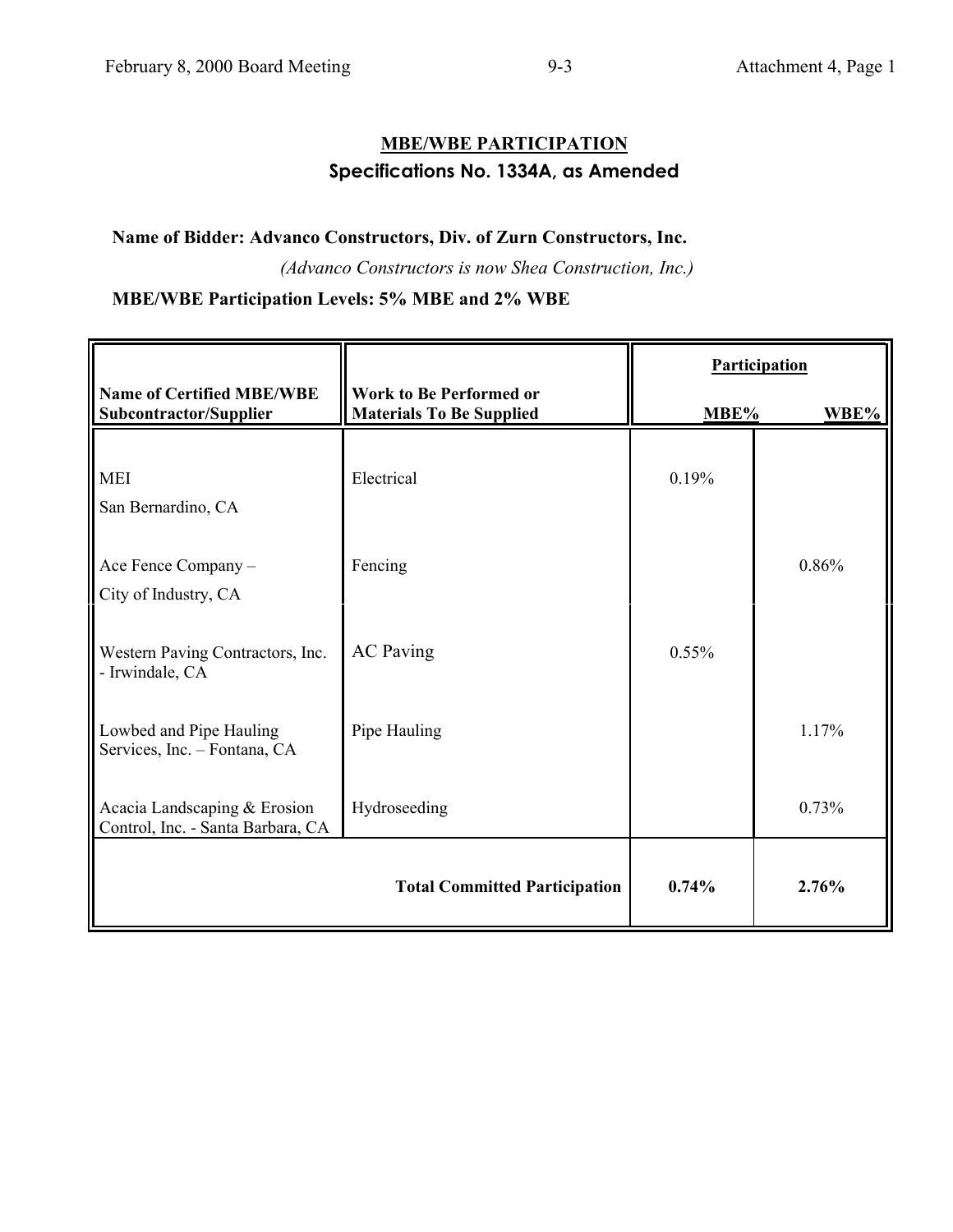## MBE/WBE PARTICIPATION

**Specifications No. 1334A, as Amended**

**Name of Bidder: Advanco Constructors, Div. of Zurn Constructors, Inc.**

*(Advanco Constructors is now Shea Construction, Inc.)*

**MBE/WBE Participation Levels: 5% MBE and 2% WBE**

| Name of Certified MBE/WBE Subcontractor/Supplier | Work to Be Performed or Materials To Be Supplied | Participation MBE% | Participation WBE% |
|---|---|---|---|
| MEI San Bernardino, CA | Electrical | 0.19% | |
| Ace Fence Company – City of Industry, CA | Fencing | | 0.86% |
| Western Paving Contractors, Inc. - Irwindale, CA | AC Paving | 0.55% | |
| Lowbed and Pipe Hauling Services, Inc. – Fontana, CA | Pipe Hauling | | 1.17% |
| Acacia Landscaping & Erosion Control, Inc. - Santa Barbara, CA | Hydroseeding | | 0.73% |
| | **Total Committed Participation** | **0.74%** | **2.76%** |